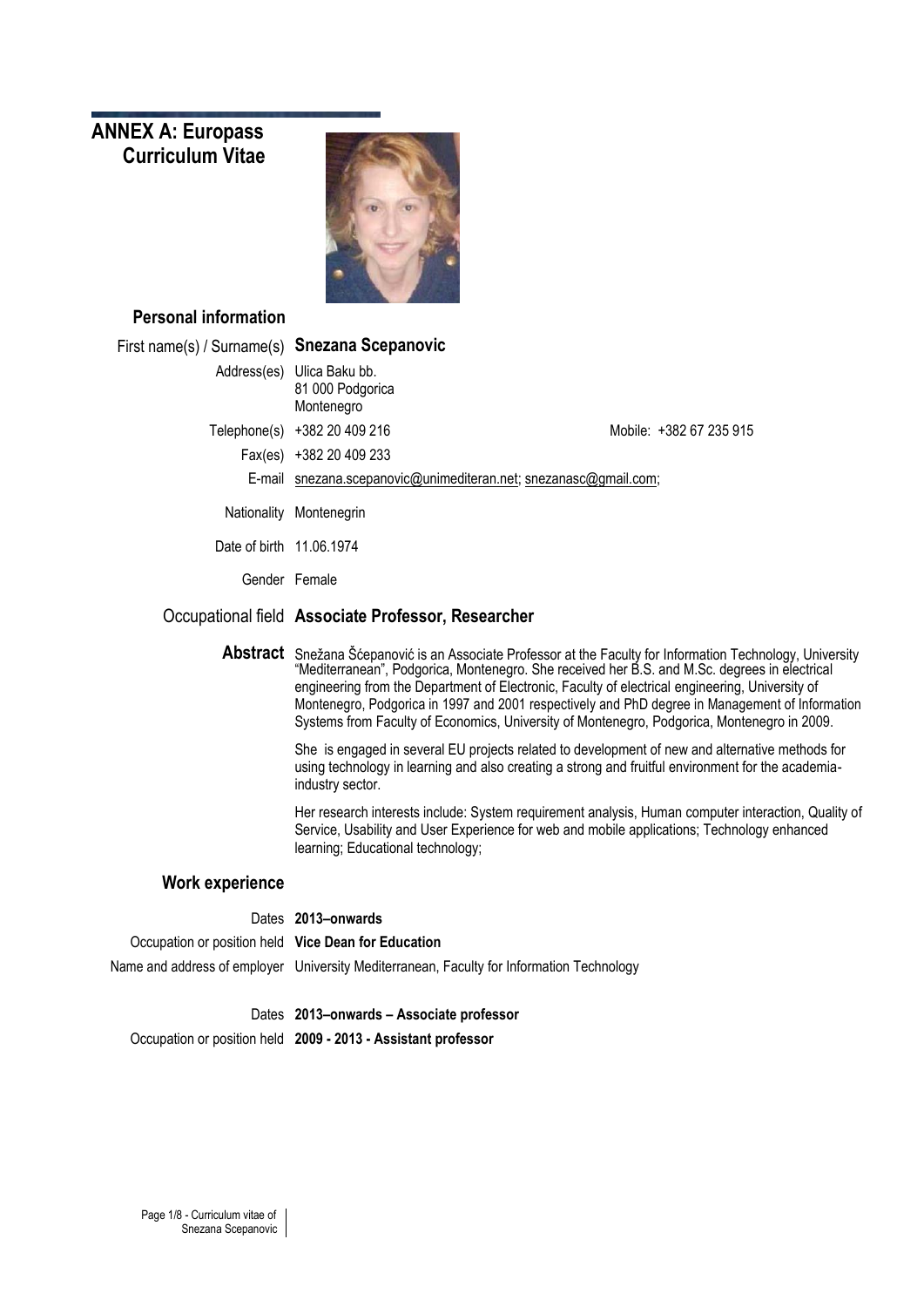# ANNEX A: Europass Curriculum Vitae

## Personal information

| | | |
|---|---|---|
| First name(s) / Surname(s) | **Snezana Scepanovic** | |
| Address(es) | Ulica Baku bb.<br>81 000 Podgorica<br>Montenegro | |
| Telephone(s) | +382 20 409 216 | Mobile: +382 67 235 915 |
| Fax(es) | +382 20 409 233 | |
| E-mail | snezana.scepanovic@unimediteran.net; snezanasc@gmail.com; | |
| Nationality | Montenegrin | |
| Date of birth | 11.06.1974 | |
| Gender | Female | |

**Occupational field** **Associate Professor, Researcher**

**Abstract**

Snežana Šćepanović is an Associate Professor at the Faculty for Information Technology, University "Mediterranean", Podgorica, Montenegro. She received her B.S. and M.Sc. degrees in electrical engineering from the Department of Electronic, Faculty of electrical engineering, University of Montenegro, Podgorica in 1997 and 2001 respectively and PhD degree in Management of Information Systems from Faculty of Economics, University of Montenegro, Podgorica, Montenegro in 2009.

She is engaged in several EU projects related to development of new and alternative methods for using technology in learning and also creating a strong and fruitful environment for the academia-industry sector.

Her research interests include: System requirement analysis, Human computer interaction, Quality of Service, Usability and User Experience for web and mobile applications; Technology enhanced learning; Educational technology;

## Work experience

| | |
|---|---|
| Dates | **2013–onwards** |
| Occupation or position held | **Vice Dean for Education** |
| Name and address of employer | University Mediterranean, Faculty for Information Technology |

| | |
|---|---|
| Dates | **2013–onwards – Associate professor** |
| Occupation or position held | **2009 - 2013 - Assistant professor** |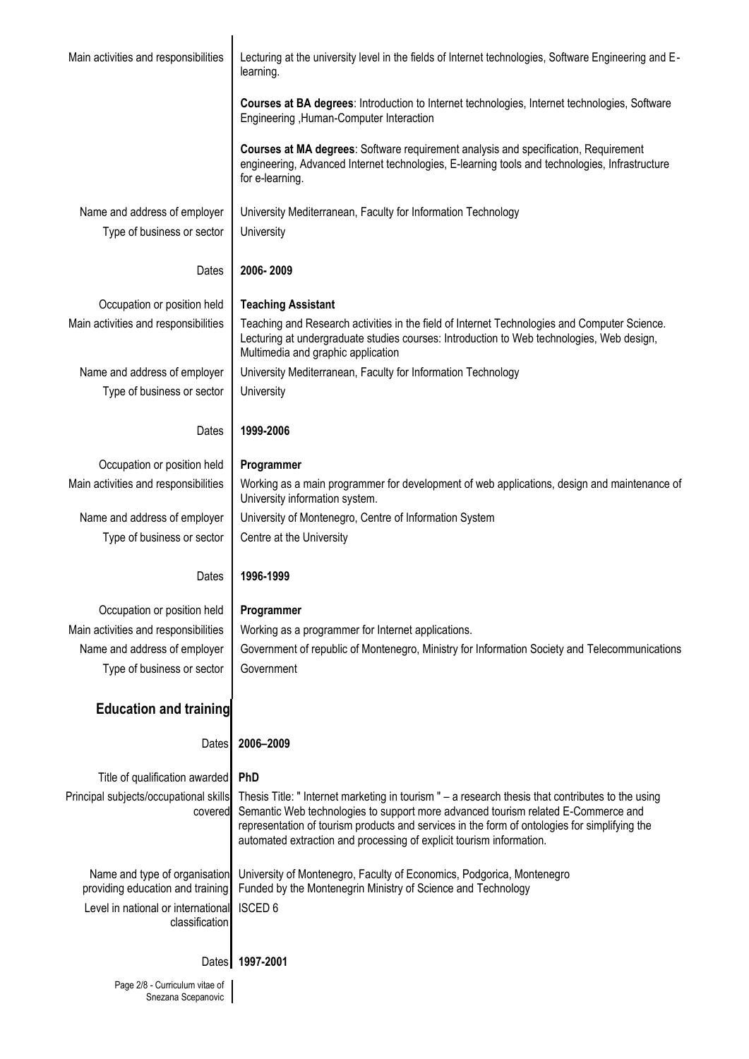| | |
|---|---|
| Main activities and responsibilities | Lecturing at the university level in the fields of Internet technologies, Software Engineering and E-learning. |
| | **Courses at BA degrees**: Introduction to Internet technologies, Internet technologies, Software Engineering ,Human-Computer Interaction |
| | **Courses at MA degrees**: Software requirement analysis and specification, Requirement engineering, Advanced Internet technologies, E-learning tools and technologies, Infrastructure for e-learning. |
| Name and address of employer | University Mediterranean, Faculty for Information Technology |
| Type of business or sector | University |
| Dates | **2006- 2009** |
| Occupation or position held | **Teaching Assistant** |
| Main activities and responsibilities | Teaching and Research activities in the field of Internet Technologies and Computer Science. Lecturing at undergraduate studies courses: Introduction to Web technologies, Web design, Multimedia and graphic application |
| Name and address of employer | University Mediterranean, Faculty for Information Technology |
| Type of business or sector | University |
| Dates | **1999-2006** |
| Occupation or position held | **Programmer** |
| Main activities and responsibilities | Working as a main programmer for development of web applications, design and maintenance of University information system. |
| Name and address of employer | University of Montenegro, Centre of Information System |
| Type of business or sector | Centre at the University |
| Dates | **1996-1999** |
| Occupation or position held | **Programmer** |
| Main activities and responsibilities | Working as a programmer for Internet applications. |
| Name and address of employer | Government of republic of Montenegro, Ministry for Information Society and Telecommunications |
| Type of business or sector | Government |

## Education and training

| | |
|---|---|
| Dates | **2006–2009** |
| Title of qualification awarded | **PhD** |
| Principal subjects/occupational skills covered | Thesis Title: " Internet marketing in tourism " – a research thesis that contributes to the using Semantic Web technologies to support more advanced tourism related E-Commerce and representation of tourism products and services in the form of ontologies for simplifying the automated extraction and processing of explicit tourism information. |
| Name and type of organisation providing education and training | University of Montenegro, Faculty of Economics, Podgorica, Montenegro<br>Funded by the Montenegrin Ministry of Science and Technology |
| Level in national or international classification | ISCED 6 |
| Dates | **1997-2001** |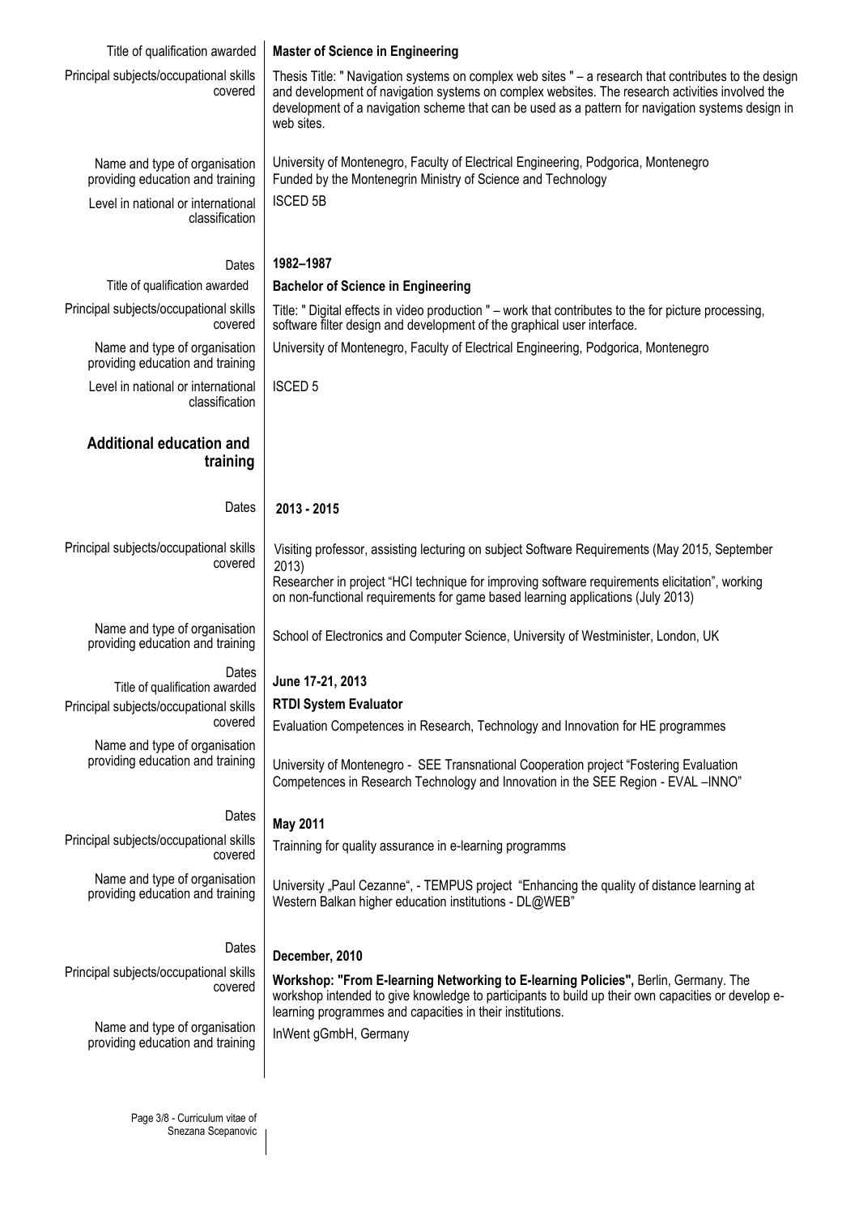| | |
|---|---|
| Title of qualification awarded | **Master of Science in Engineering** |
| Principal subjects/occupational skills covered | Thesis Title: " Navigation systems on complex web sites " – a research that contributes to the design and development of navigation systems on complex websites. The research activities involved the development of a navigation scheme that can be used as a pattern for navigation systems design in web sites. |
| Name and type of organisation providing education and training | University of Montenegro, Faculty of Electrical Engineering, Podgorica, Montenegro<br>Funded by the Montenegrin Ministry of Science and Technology |
| Level in national or international classification | ISCED 5B |
| Dates | **1982–1987** |
| Title of qualification awarded | **Bachelor of Science in Engineering** |
| Principal subjects/occupational skills covered | Title: " Digital effects in video production " – work that contributes to the for picture processing, software filter design and development of the graphical user interface. |
| Name and type of organisation providing education and training | University of Montenegro, Faculty of Electrical Engineering, Podgorica, Montenegro |
| Level in national or international classification | ISCED 5 |

## Additional education and training

| | |
|---|---|
| Dates | **2013 - 2015** |
| Principal subjects/occupational skills covered | Visiting professor, assisting lecturing on subject Software Requirements (May 2015, September 2013)<br>Researcher in project "HCI technique for improving software requirements elicitation", working on non-functional requirements for game based learning applications (July 2013) |
| Name and type of organisation providing education and training | School of Electronics and Computer Science, University of Westminister, London, UK |
| Dates | **June 17-21, 2013** |
| Title of qualification awarded | **RTDI System Evaluator** |
| Principal subjects/occupational skills covered | Evaluation Competences in Research, Technology and Innovation for HE programmes |
| Name and type of organisation providing education and training | University of Montenegro - SEE Transnational Cooperation project "Fostering Evaluation Competences in Research Technology and Innovation in the SEE Region - EVAL –INNO" |
| Dates | **May 2011** |
| Principal subjects/occupational skills covered | Trainning for quality assurance in e-learning programms |
| Name and type of organisation providing education and training | University „Paul Cezanne", - TEMPUS project "Enhancing the quality of distance learning at Western Balkan higher education institutions - DL@WEB" |
| Dates | **December, 2010** |
| Principal subjects/occupational skills covered | **Workshop: "From E-learning Networking to E-learning Policies",** Berlin, Germany. The workshop intended to give knowledge to participants to build up their own capacities or develop e-learning programmes and capacities in their institutions. |
| Name and type of organisation providing education and training | InWent gGmbH, Germany |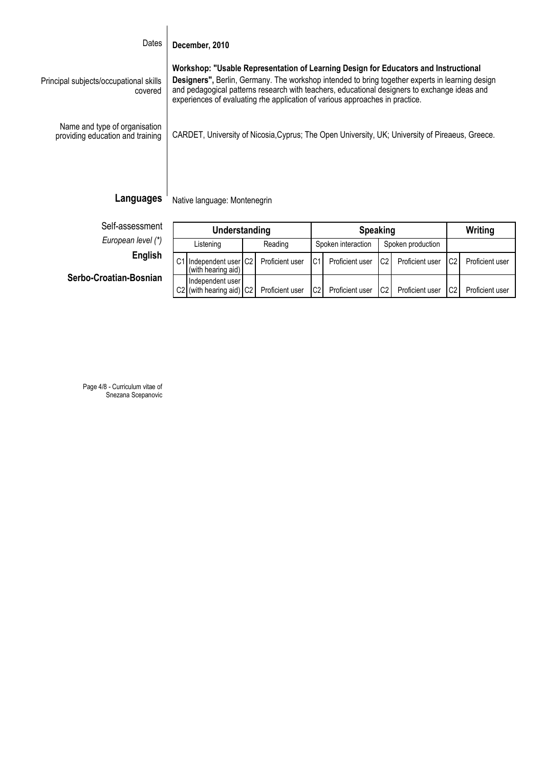| | |
|---|---|
| Dates | **December, 2010** |
| Principal subjects/occupational skills covered | **Workshop: "Usable Representation of Learning Design for Educators and Instructional Designers",** Berlin, Germany. The workshop intended to bring together experts in learning design and pedagogical patterns research with teachers, educational designers to exchange ideas and experiences of evaluating rhe application of various approaches in practice. |
| Name and type of organisation providing education and training | CARDET, University of Nicosia,Cyprus; The Open University, UK; University of Pireaeus, Greece. |

## Languages

Native language: Montenegrin

Self-assessment

| *European level (\*)* | **Understanding** | | | | **Speaking** | | | | **Writing** | |
|---|---|---|---|---|---|---|---|---|---|---|
| | Listening | | Reading | | Spoken interaction | | Spoken production | | | |
| **English** | C1 | Independent user (with hearing aid) | C2 | Proficient user | C1 | Proficient user | C2 | Proficient user | C2 | Proficient user |
| **Serbo-Croatian-Bosnian** | C2 | Independent user (with hearing aid) | C2 | Proficient user | C2 | Proficient user | C2 | Proficient user | C2 | Proficient user |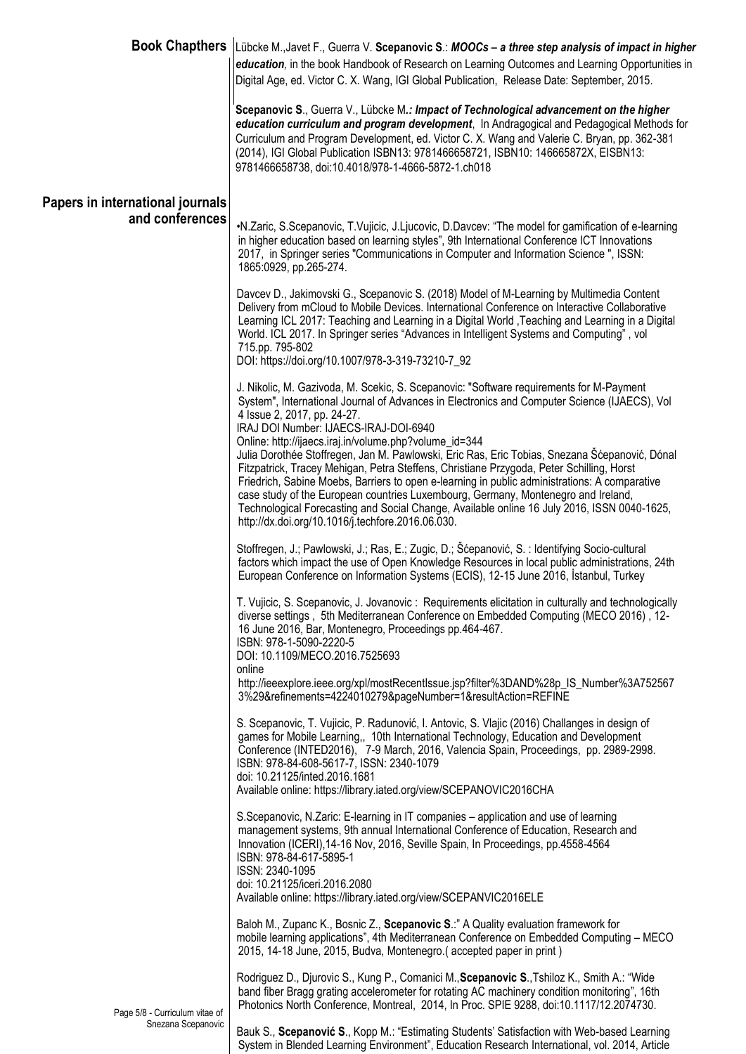## Book Chapthers

Lübcke M.,Javet F., Guerra V. **Scepanovic S**.: ***MOOCs – a three step analysis of impact in higher education***, in the book Handbook of Research on Learning Outcomes and Learning Opportunities in Digital Age, ed. Victor C. X. Wang, IGI Global Publication, Release Date: September, 2015.

**Scepanovic S**., Guerra V., Lübcke M**.: *Impact of Technological advancement on the higher education curriculum and program development***, In Andragogical and Pedagogical Methods for Curriculum and Program Development, ed. Victor C. X. Wang and Valerie C. Bryan, pp. 362-381 (2014), IGI Global Publication ISBN13: 9781466658721, ISBN10: 146665872X, EISBN13: 9781466658738, doi:10.4018/978-1-4666-5872-1.ch018

## Papers in international journals and conferences

•N.Zaric, S.Scepanovic, T.Vujicic, J.Ljucovic, D.Davcev: "The model for gamification of e-learning in higher education based on learning styles", 9th International Conference ICT Innovations 2017, in Springer series "Communications in Computer and Information Science ", ISSN: 1865:0929, pp.265-274.

Davcev D., Jakimovski G., Scepanovic S. (2018) Model of M-Learning by Multimedia Content Delivery from mCloud to Mobile Devices. International Conference on Interactive Collaborative Learning ICL 2017: Teaching and Learning in a Digital World ,Teaching and Learning in a Digital World. ICL 2017. In Springer series "Advances in Intelligent Systems and Computing" , vol 715.pp. 795-802
DOI: https://doi.org/10.1007/978-3-319-73210-7_92

J. Nikolic, M. Gazivoda, M. Scekic, S. Scepanovic: "Software requirements for M-Payment System", International Journal of Advances in Electronics and Computer Science (IJAECS), Vol 4 Issue 2, 2017, pp. 24-27.
IRAJ DOI Number: IJAECS-IRAJ-DOI-6940
Online: http://ijaecs.iraj.in/volume.php?volume_id=344
Julia Dorothée Stoffregen, Jan M. Pawlowski, Eric Ras, Eric Tobias, Snezana Šćepanović, Dónal Fitzpatrick, Tracey Mehigan, Petra Steffens, Christiane Przygoda, Peter Schilling, Horst Friedrich, Sabine Moebs, Barriers to open e-learning in public administrations: A comparative case study of the European countries Luxembourg, Germany, Montenegro and Ireland, Technological Forecasting and Social Change, Available online 16 July 2016, ISSN 0040-1625, http://dx.doi.org/10.1016/j.techfore.2016.06.030.

Stoffregen, J.; Pawlowski, J.; Ras, E.; Zugic, D.; Šćepanović, S. : Identifying Socio-cultural factors which impact the use of Open Knowledge Resources in local public administrations, 24th European Conference on Information Systems (ECIS), 12-15 June 2016, İstanbul, Turkey

T. Vujicic, S. Scepanovic, J. Jovanovic : Requirements elicitation in culturally and technologically diverse settings , 5th Mediterranean Conference on Embedded Computing (MECO 2016) , 12-16 June 2016, Bar, Montenegro, Proceedings pp.464-467.
ISBN: 978-1-5090-2220-5
DOI: 10.1109/MECO.2016.7525693
online
http://ieeexplore.ieee.org/xpl/mostRecentIssue.jsp?filter%3DAND%28p_IS_Number%3A7525673%29&refinements=4224010279&pageNumber=1&resultAction=REFINE

S. Scepanovic, T. Vujicic, P. Radunović, I. Antovic, S. Vlajic (2016) Challanges in design of games for Mobile Learning,, 10th International Technology, Education and Development Conference (INTED2016), 7-9 March, 2016, Valencia Spain, Proceedings, pp. 2989-2998.
ISBN: 978-84-608-5617-7, ISSN: 2340-1079
doi: 10.21125/inted.2016.1681
Available online: https://library.iated.org/view/SCEPANOVIC2016CHA

S.Scepanovic, N.Zaric: E-learning in IT companies – application and use of learning management systems, 9th annual International Conference of Education, Research and Innovation (ICERI),14-16 Nov, 2016, Seville Spain, In Proceedings, pp.4558-4564
ISBN: 978-84-617-5895-1
ISSN: 2340-1095
doi: 10.21125/iceri.2016.2080
Available online: https://library.iated.org/view/SCEPANVIC2016ELE

Baloh M., Zupanc K., Bosnic Z., **Scepanovic S**.:" A Quality evaluation framework for mobile learning applications", 4th Mediterranean Conference on Embedded Computing – MECO 2015, 14-18 June, 2015, Budva, Montenegro.( accepted paper in print )

Rodriguez D., Djurovic S., Kung P., Comanici M.,**Scepanovic S**.,Tshiloz K., Smith A.: "Wide band fiber Bragg grating accelerometer for rotating AC machinery condition monitoring", 16th Photonics North Conference, Montreal, 2014, In Proc. SPIE 9288, doi:10.1117/12.2074730.

Bauk S., **Šćepanović S**., Kopp M.: "Estimating Students' Satisfaction with Web-based Learning System in Blended Learning Environment", Education Research International, vol. 2014, Article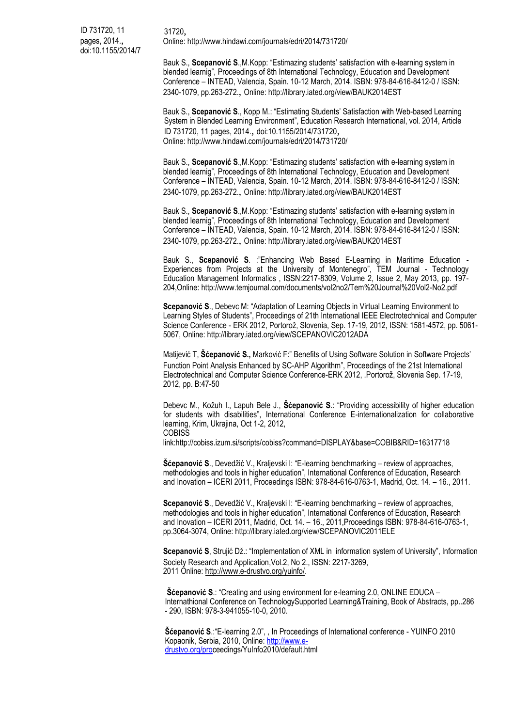ID 731720, 11 pages, 2014., doi:10.1155/2014/7

31720,
Online: http://www.hindawi.com/journals/edri/2014/731720/

Bauk S., **Scepanović S**.,M.Kopp: "Estimazing students' satisfaction with e-learning system in blended learnig", Proceedings of 8th International Technology, Education and Development Conference – INTEAD, Valencia, Spain. 10-12 March, 2014. ISBN: 978-84-616-8412-0 / ISSN: 2340-1079, pp.263-272., Online: http://library.iated.org/view/BAUK2014EST

Bauk S., **Scepanović S**., Kopp M.: "Estimating Students' Satisfaction with Web-based Learning System in Blended Learning Environment", Education Research International, vol. 2014, Article ID 731720, 11 pages, 2014., doi:10.1155/2014/731720,
Online: http://www.hindawi.com/journals/edri/2014/731720/

Bauk S., **Scepanović S**.,M.Kopp: "Estimazing students' satisfaction with e-learning system in blended learnig", Proceedings of 8th International Technology, Education and Development Conference – INTEAD, Valencia, Spain. 10-12 March, 2014. ISBN: 978-84-616-8412-0 / ISSN: 2340-1079, pp.263-272., Online: http://library.iated.org/view/BAUK2014EST

Bauk S., **Scepanović S**.,M.Kopp: "Estimazing students' satisfaction with e-learning system in blended learnig", Proceedings of 8th International Technology, Education and Development Conference – INTEAD, Valencia, Spain. 10-12 March, 2014. ISBN: 978-84-616-8412-0 / ISSN: 2340-1079, pp.263-272., Online: http://library.iated.org/view/BAUK2014EST

Bauk S., **Scepanović S**. :"Enhancing Web Based E-Learning in Maritime Education - Experiences from Projects at the University of Montenegro", TEM Journal - Technology Education Management Informatics , ISSN:2217-8309, Volume 2, Issue 2, May 2013, pp. 197-204,Online: http://www.temjournal.com/documents/vol2no2/Tem%20Journal%20Vol2-No2.pdf

**Scepanović S**., Debevc M: "Adaptation of Learning Objects in Virtual Learning Environment to Learning Styles of Students", Proceedings of 21th International IEEE Electrotechnical and Computer Science Conference - ERK 2012, Portorož, Slovenia, Sep. 17-19, 2012, ISSN: 1581-4572, pp. 5061-5067, Online: http://library.iated.org/view/SCEPANOVIC2012ADA

Matijević T, **Šćepanović S.,** Marković F:" Benefits of Using Software Solution in Software Projects' Function Point Analysis Enhanced by SC-AHP Algorithm", Proceedings of the 21st International Electrotechnical and Computer Science Conference-ERK 2012, .Portorož, Slovenia Sep. 17-19, 2012, pp. B:47-50

Debevc M., Kožuh I., Lapuh Bele J., **Šćepanović S**.: "Providing accessibility of higher education for students with disabilities", International Conference E-internationalization for collaborative learning, Krim, Ukrajina, Oct 1-2, 2012,
COBISS
link:http://cobiss.izum.si/scripts/cobiss?command=DISPLAY&base=COBIB&RID=16317718

**Šćepanović S**., Devedžić V., Kraljevski I: "E-learning benchmarking – review of approaches, methodologies and tools in higher education", International Conference of Education, Research and Inovation – ICERI 2011, Proceedings ISBN: 978-84-616-0763-1, Madrid, Oct. 14. – 16., 2011.

**Scepanović S**., Devedžić V., Kraljevski I: "E-learning benchmarking – review of approaches, methodologies and tools in higher education", International Conference of Education, Research and Inovation – ICERI 2011, Madrid, Oct. 14. – 16., 2011,Proceedings ISBN: 978-84-616-0763-1, pp.3064-3074, Online: http://library.iated.org/view/SCEPANOVIC2011ELE

**Scepanović S**, Strujić Dž.: "Implementation of XML in information system of University", Information Society Research and Application,Vol.2, No 2., ISSN: 2217-3269,
2011 Online: http://www.e-drustvo.org/yuinfo/.

**Šćepanović S**.: "Creating and using environment for e-learning 2.0, ONLINE EDUCA – Internathional Conference on TechnologySupported Learning&Training, Book of Abstracts, pp..286 - 290, ISBN: 978-3-941055-10-0, 2010.

**Šćepanović S**.:"E-learning 2.0", , In Proceedings of International conference - YUINFO 2010 Kopaonik, Serbia, 2010, Online: http://www.e-drustvo.org/proceedings/YuInfo2010/default.html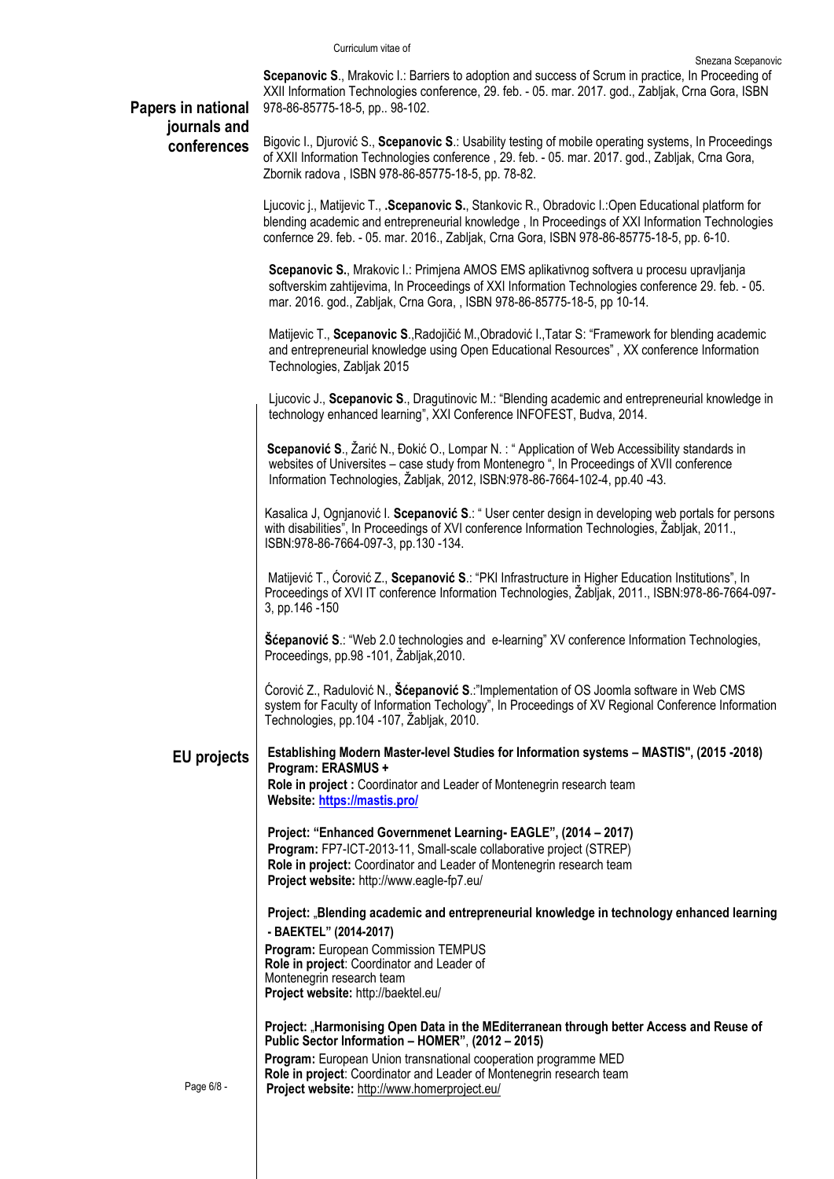## Papers in national journals and conferences

**Scepanovic S**., Mrakovic I.: Barriers to adoption and success of Scrum in practice, In Proceeding of XXII Information Technologies conference, 29. feb. - 05. mar. 2017. god., Zabljak, Crna Gora, ISBN 978-86-85775-18-5, pp.. 98-102.

Bigovic I., Djurović S., **Scepanovic S**.: Usability testing of mobile operating systems, In Proceedings of XXII Information Technologies conference , 29. feb. - 05. mar. 2017. god., Zabljak, Crna Gora, Zbornik radova , ISBN 978-86-85775-18-5, pp. 78-82.

Ljucovic j., Matijevic T., .**Scepanovic S.**, Stankovic R., Obradovic I.:Open Educational platform for blending academic and entrepreneurial knowledge , In Proceedings of XXI Information Technologies confernce 29. feb. - 05. mar. 2016., Zabljak, Crna Gora, ISBN 978-86-85775-18-5, pp. 6-10.

**Scepanovic S.**, Mrakovic I.: Primjena AMOS EMS aplikativnog softvera u procesu upravljanja softverskim zahtijevima, In Proceedings of XXI Information Technologies conference 29. feb. - 05. mar. 2016. god., Zabljak, Crna Gora, , ISBN 978-86-85775-18-5, pp 10-14.

Matijevic T., **Scepanovic S**.,Radojičić M.,Obradović I.,Tatar S: "Framework for blending academic and entrepreneurial knowledge using Open Educational Resources" , XX conference Information Technologies, Zabljak 2015

Ljucovic J., **Scepanovic S**., Dragutinovic M.: "Blending academic and entrepreneurial knowledge in technology enhanced learning", XXI Conference INFOFEST, Budva, 2014.

**Scepanović S**., Žarić N., Đokić O., Lompar N. : " Application of Web Accessibility standards in websites of Universites – case study from Montenegro ", In Proceedings of XVII conference Information Technologies, Žabljak, 2012, ISBN:978-86-7664-102-4, pp.40 -43.

Kasalica J, Ognjanović I. **Scepanović S**.: " User center design in developing web portals for persons with disabilities", In Proceedings of XVI conference Information Technologies, Žabljak, 2011., ISBN:978-86-7664-097-3, pp.130 -134.

Matijević T., Ćorović Z., **Scepanović S**.: "PKI Infrastructure in Higher Education Institutions", In Proceedings of XVI IT conference Information Technologies, Žabljak, 2011., ISBN:978-86-7664-097-3, pp.146 -150

**Šćepanović S**.: "Web 2.0 technologies and e-learning" XV conference Information Technologies, Proceedings, pp.98 -101, Žabljak,2010.

Ćorović Z., Radulović N., **Šćepanović S**.:"Implementation of OS Joomla software in Web CMS system for Faculty of Information Techology", In Proceedings of XV Regional Conference Information Technologies, pp.104 -107, Žabljak, 2010.

## EU projects

**Establishing Modern Master-level Studies for Information systems – MASTIS", (2015 -2018)**
**Program: ERASMUS +**
**Role in project :** Coordinator and Leader of Montenegrin research team
**Website: https://mastis.pro/**

**Project: "Enhanced Governmenet Learning- EAGLE", (2014 – 2017)**
**Program:** FP7-ICT-2013-11, Small-scale collaborative project (STREP)
**Role in project:** Coordinator and Leader of Montenegrin research team
**Project website:** http://www.eagle-fp7.eu/

**Project: „Blending academic and entrepreneurial knowledge in technology enhanced learning - BAEKTEL" (2014-2017)**
**Program:** European Commission TEMPUS
**Role in project**: Coordinator and Leader of Montenegrin research team
**Project website:** http://baektel.eu/

**Project: „Harmonising Open Data in the MEditerranean through better Access and Reuse of Public Sector Information – HOMER", (2012 – 2015)**
**Program:** European Union transnational cooperation programme MED
**Role in project**: Coordinator and Leader of Montenegrin research team
**Project website:** http://www.homerproject.eu/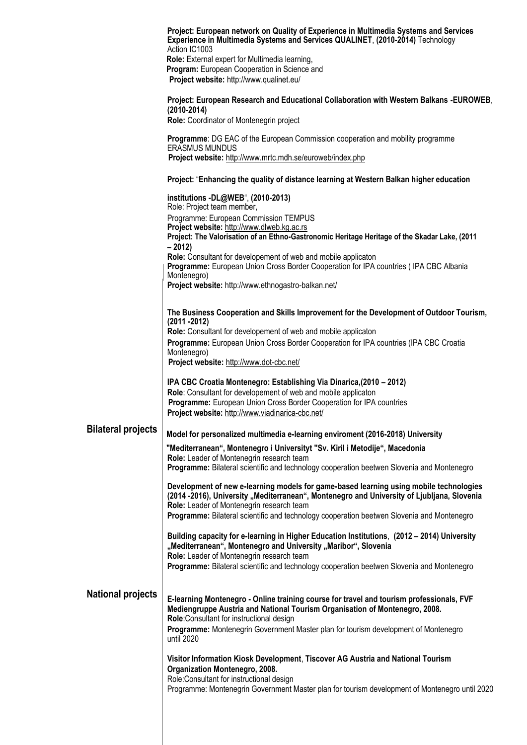**Project: European network on Quality of Experience in Multimedia Systems and Services Experience in Multimedia Systems and Services QUALINET**, **(2010-2014)** Technology Action IC1003
**Role:** External expert for Multimedia learning,
**Program:** European Cooperation in Science and
**Project website:** http://www.qualinet.eu/

**Project: European Research and Educational Collaboration with Western Balkans -EUROWEB**, **(2010-2014)**
**Role:** Coordinator of Montenegrin project

**Programme**: DG EAC of the European Commission cooperation and mobility programme ERASMUS MUNDUS
**Project website:** http://www.mrtc.mdh.se/euroweb/index.php

**Project:** "**Enhancing the quality of distance learning at Western Balkan higher education institutions -DL@WEB**", **(2010-2013)**
Role: Project team member,
Programme: European Commission TEMPUS
**Project website:** http://www.dlweb.kg.ac.rs

**Project: The Valorisation of an Ethno-Gastronomic Heritage Heritage of the Skadar Lake, (2011 – 2012)**
**Role:** Consultant for developement of web and mobile applicaton
**Programme:** European Union Cross Border Cooperation for IPA countries ( IPA CBC Albania Montenegro)
**Project website:** http://www.ethnogastro-balkan.net/

**The Business Cooperation and Skills Improvement for the Development of Outdoor Tourism, (2011 -2012)**
**Role:** Consultant for developement of web and mobile applicaton
**Programme:** European Union Cross Border Cooperation for IPA countries (IPA CBC Croatia Montenegro)
**Project website:** http://www.dot-cbc.net/

**IPA CBC Croatia Montenegro: Establishing Via Dinarica,(2010 – 2012)**
**Role**: Consultant for developement of web and mobile applicaton
**Programme:** European Union Cross Border Cooperation for IPA countries
**Project website:** http://www.viadinarica-cbc.net/

## Bilateral projects

**Model for personalized multimedia e-learning enviroment (2016-2018) University "Mediterranean", Montenegro i Universityt "Sv. Kiril i Metodije", Macedonia**
**Role:** Leader of Montenegrin research team
**Programme:** Bilateral scientific and technology cooperation beetwen Slovenia and Montenegro

**Development of new e-learning models for game-based learning using mobile technologies (2014 -2016), University „Mediterranean", Montenegro and University of Ljubljana, Slovenia**
**Role:** Leader of Montenegrin research team
**Programme:** Bilateral scientific and technology cooperation beetwen Slovenia and Montenegro

**Building capacity for e-learning in Higher Education Institutions**, **(2012 – 2014) University „Mediterranean", Montenegro and University „Maribor", Slovenia**
**Role:** Leader of Montenegrin research team
**Programme:** Bilateral scientific and technology cooperation beetwen Slovenia and Montenegro

## National projects

**E-learning Montenegro - Online training course for travel and tourism professionals, FVF Mediengruppe Austria and National Tourism Organisation of Montenegro, 2008.**
**Role**:Consultant for instructional design
**Programme:** Montenegrin Government Master plan for tourism development of Montenegro until 2020

**Visitor Information Kiosk Development**, **Tiscover AG Austria and National Tourism Organization Montenegro, 2008.**
Role:Consultant for instructional design
Programme: Montenegrin Government Master plan for tourism development of Montenegro until 2020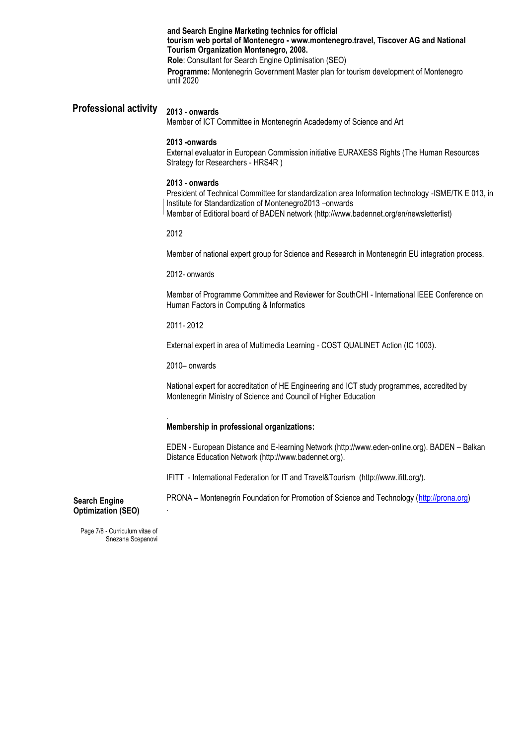**and Search Engine Marketing technics for official tourism web portal of Montenegro - www.montenegro.travel, Tiscover AG and National Tourism Organization Montenegro, 2008.**

**Role**: Consultant for Search Engine Optimisation (SEO)

**Programme:** Montenegrin Government Master plan for tourism development of Montenegro until 2020

## Professional activity

**2013 - onwards**

Member of ICT Committee in Montenegrin Acadedemy of Science and Art

**2013 -onwards**

External evaluator in European Commission initiative EURAXESS Rights (The Human Resources Strategy for Researchers - HRS4R )

**2013 - onwards**

President of Technical Committee for standardization area Information technology -ISME/TK E 013, in Institute for Standardization of Montenegro2013 –onwards

Member of Editioral board of BADEN network (http://www.badennet.org/en/newsletterlist)

2012

Member of national expert group for Science and Research in Montenegrin EU integration process.

2012- onwards

Member of Programme Committee and Reviewer for SouthCHI - International IEEE Conference on Human Factors in Computing & Informatics

2011- 2012

External expert in area of Multimedia Learning - COST QUALINET Action (IC 1003).

2010– onwards

National expert for accreditation of HE Engineering and ICT study programmes, accredited by Montenegrin Ministry of Science and Council of Higher Education

.

**Membership in professional organizations:**

EDEN - European Distance and E-learning Network (http://www.eden-online.org). BADEN – Balkan Distance Education Network (http://www.badennet.org).

IFITT - International Federation for IT and Travel&Tourism (http://www.ifitt.org/).

**Search Engine Optimization (SEO)**

PRONA – Montenegrin Foundation for Promotion of Science and Technology (http://prona.org)

.